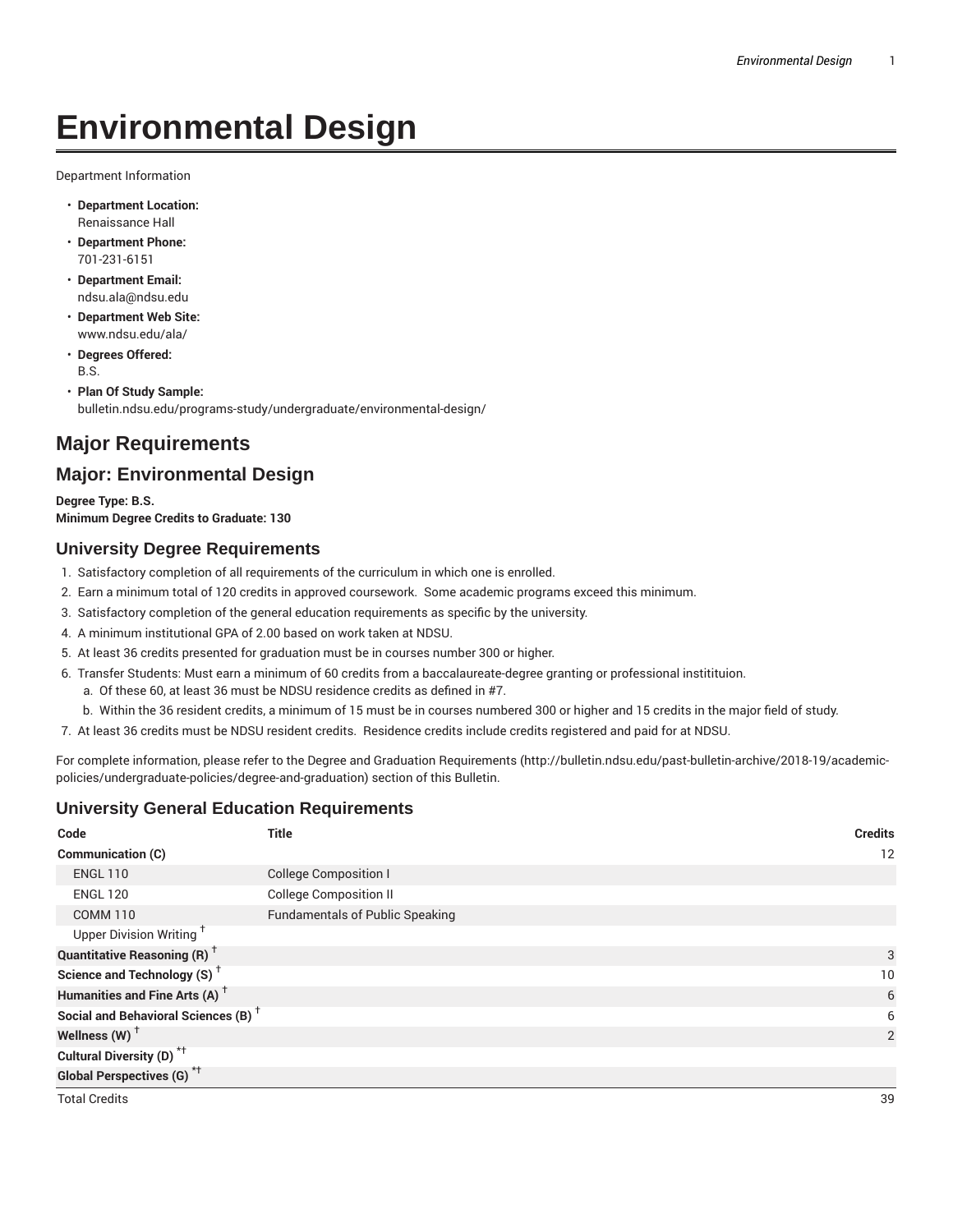# Environmental Design

Department Information

- **Department Location:**
  Renaissance Hall
- **Department Phone:**
  701-231-6151
- **Department Email:**
  ndsu.ala@ndsu.edu
- **Department Web Site:**
  www.ndsu.edu/ala/
- **Degrees Offered:**
  B.S.
- **Plan Of Study Sample:**
  bulletin.ndsu.edu/programs-study/undergraduate/environmental-design/

## Major Requirements

## Major: Environmental Design

**Degree Type: B.S.**
**Minimum Degree Credits to Graduate: 130**

### University Degree Requirements

1. Satisfactory completion of all requirements of the curriculum in which one is enrolled.
2. Earn a minimum total of 120 credits in approved coursework. Some academic programs exceed this minimum.
3. Satisfactory completion of the general education requirements as specific by the university.
4. A minimum institutional GPA of 2.00 based on work taken at NDSU.
5. At least 36 credits presented for graduation must be in courses number 300 or higher.
6. Transfer Students: Must earn a minimum of 60 credits from a baccalaureate-degree granting or professional instititution.
   a. Of these 60, at least 36 must be NDSU residence credits as defined in #7.
   b. Within the 36 resident credits, a minimum of 15 must be in courses numbered 300 or higher and 15 credits in the major field of study.
7. At least 36 credits must be NDSU resident credits. Residence credits include credits registered and paid for at NDSU.

For complete information, please refer to the Degree and Graduation Requirements (http://bulletin.ndsu.edu/past-bulletin-archive/2018-19/academic-policies/undergraduate-policies/degree-and-graduation) section of this Bulletin.

### University General Education Requirements

| Code | Title | Credits |
|---|---|---|
| **Communication (C)** | | 12 |
| ENGL 110 | College Composition I | |
| ENGL 120 | College Composition II | |
| COMM 110 | Fundamentals of Public Speaking | |
| Upper Division Writing † | | |
| **Quantitative Reasoning (R) †** | | 3 |
| **Science and Technology (S) †** | | 10 |
| **Humanities and Fine Arts (A) †** | | 6 |
| **Social and Behavioral Sciences (B) †** | | 6 |
| **Wellness (W) †** | | 2 |
| **Cultural Diversity (D) *†** | | |
| **Global Perspectives (G) *†** | | |
| Total Credits | | 39 |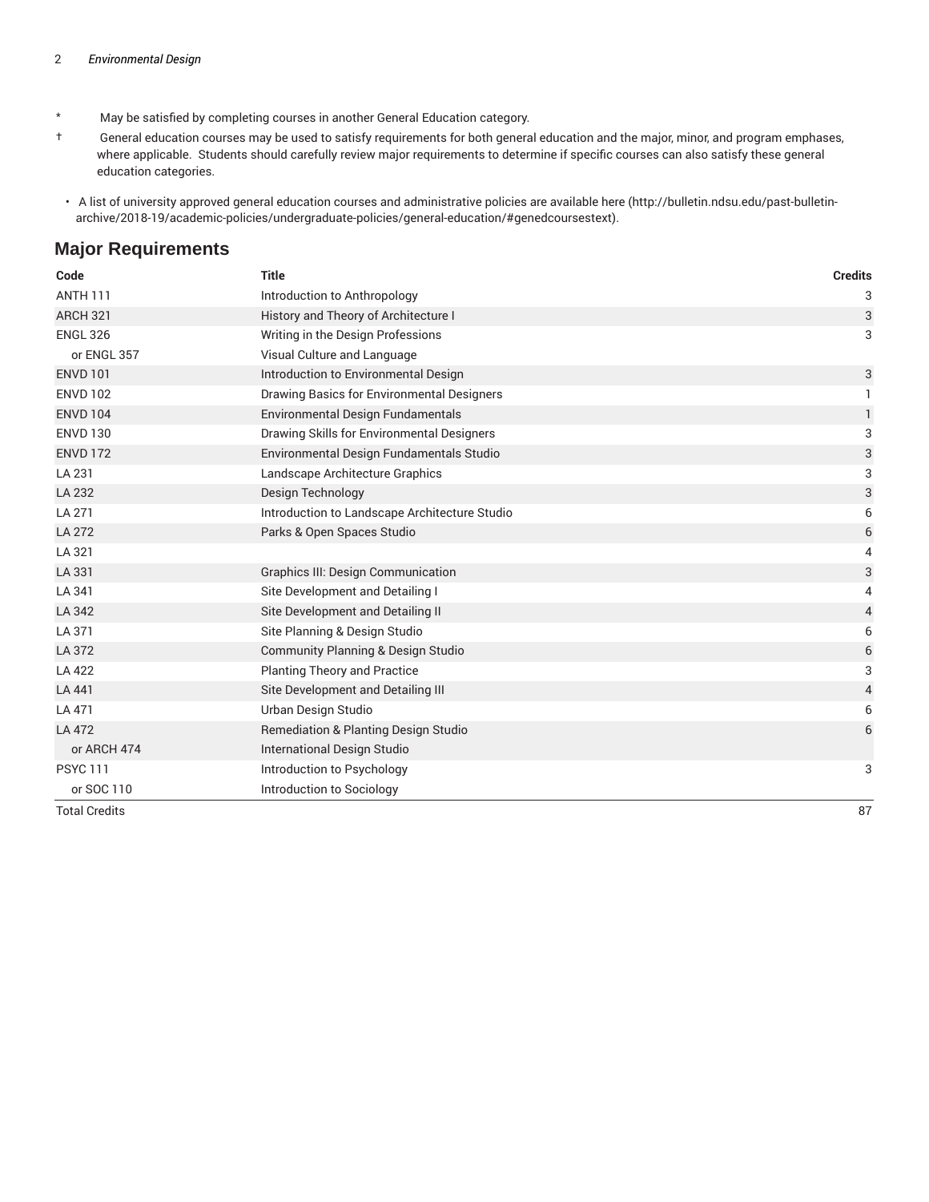- \* May be satisfied by completing courses in another General Education category.
- † General education courses may be used to satisfy requirements for both general education and the major, minor, and program emphases, where applicable. Students should carefully review major requirements to determine if specific courses can also satisfy these general education categories.

- A list of university approved general education courses and administrative policies are available here (http://bulletin.ndsu.edu/past-bulletin-archive/2018-19/academic-policies/undergraduate-policies/general-education/#genedcoursestext).

## Major Requirements

| Code | Title | Credits |
|---|---|---|
| ANTH 111 | Introduction to Anthropology | 3 |
| ARCH 321 | History and Theory of Architecture I | 3 |
| ENGL 326 | Writing in the Design Professions | 3 |
| or ENGL 357 | Visual Culture and Language | |
| ENVD 101 | Introduction to Environmental Design | 3 |
| ENVD 102 | Drawing Basics for Environmental Designers | 1 |
| ENVD 104 | Environmental Design Fundamentals | 1 |
| ENVD 130 | Drawing Skills for Environmental Designers | 3 |
| ENVD 172 | Environmental Design Fundamentals Studio | 3 |
| LA 231 | Landscape Architecture Graphics | 3 |
| LA 232 | Design Technology | 3 |
| LA 271 | Introduction to Landscape Architecture Studio | 6 |
| LA 272 | Parks & Open Spaces Studio | 6 |
| LA 321 | | 4 |
| LA 331 | Graphics III: Design Communication | 3 |
| LA 341 | Site Development and Detailing I | 4 |
| LA 342 | Site Development and Detailing II | 4 |
| LA 371 | Site Planning & Design Studio | 6 |
| LA 372 | Community Planning & Design Studio | 6 |
| LA 422 | Planting Theory and Practice | 3 |
| LA 441 | Site Development and Detailing III | 4 |
| LA 471 | Urban Design Studio | 6 |
| LA 472 | Remediation & Planting Design Studio | 6 |
| or ARCH 474 | International Design Studio | |
| PSYC 111 | Introduction to Psychology | 3 |
| or SOC 110 | Introduction to Sociology | |
| Total Credits | | 87 |